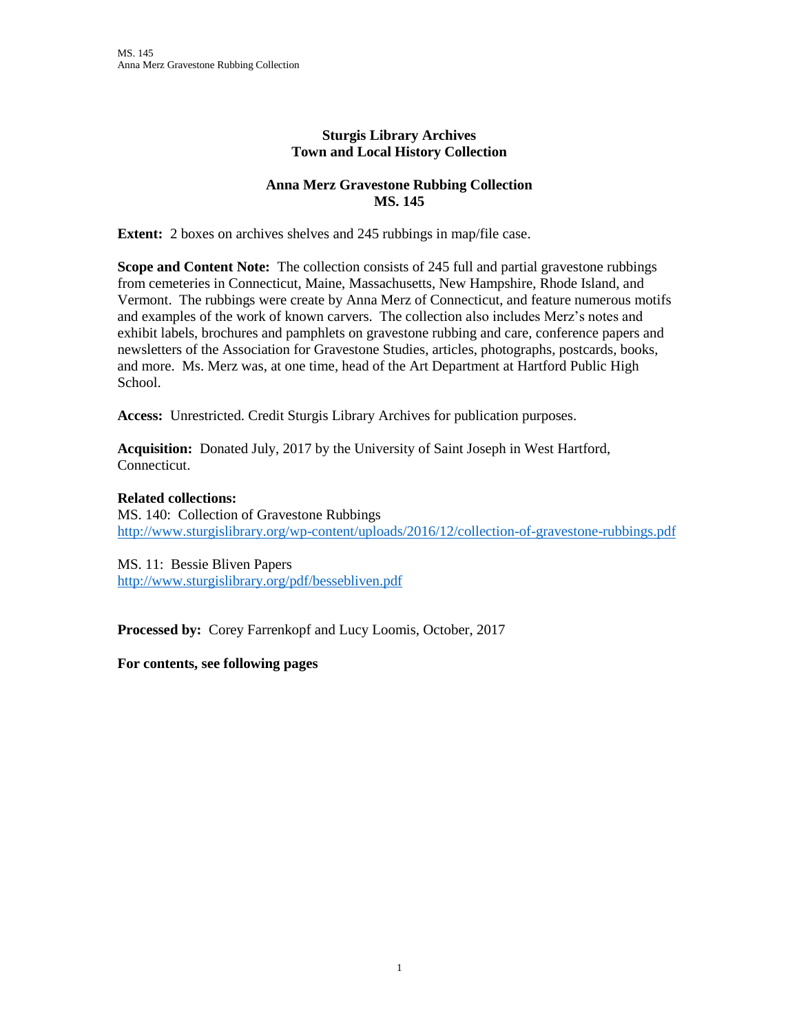# Sturgis Library Archives
## Town and Local History Collection

## Anna Merz Gravestone Rubbing Collection
## MS. 145

**Extent:** 2 boxes on archives shelves and 245 rubbings in map/file case.

**Scope and Content Note:** The collection consists of 245 full and partial gravestone rubbings from cemeteries in Connecticut, Maine, Massachusetts, New Hampshire, Rhode Island, and Vermont. The rubbings were create by Anna Merz of Connecticut, and feature numerous motifs and examples of the work of known carvers. The collection also includes Merz's notes and exhibit labels, brochures and pamphlets on gravestone rubbing and care, conference papers and newsletters of the Association for Gravestone Studies, articles, photographs, postcards, books, and more. Ms. Merz was, at one time, head of the Art Department at Hartford Public High School.

**Access:** Unrestricted. Credit Sturgis Library Archives for publication purposes.

**Acquisition:** Donated July, 2017 by the University of Saint Joseph in West Hartford, Connecticut.

**Related collections:**
MS. 140: Collection of Gravestone Rubbings
http://www.sturgislibrary.org/wp-content/uploads/2016/12/collection-of-gravestone-rubbings.pdf

MS. 11: Bessie Bliven Papers
http://www.sturgislibrary.org/pdf/bessebliven.pdf

**Processed by:** Corey Farrenkopf and Lucy Loomis, October, 2017

**For contents, see following pages**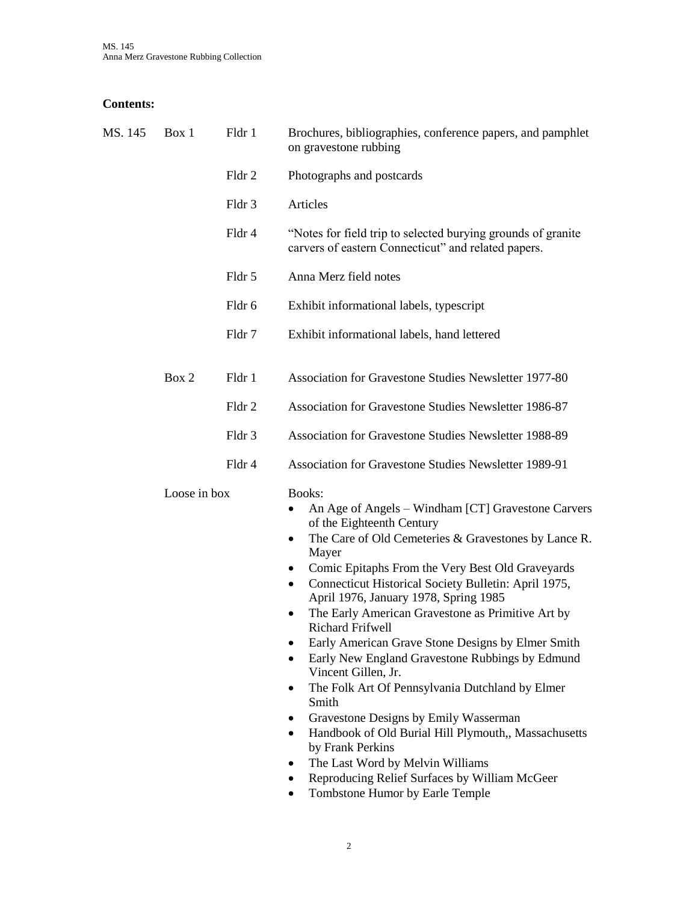**Contents:**

| | | | |
|---|---|---|---|
| MS. 145 | Box 1 | Fldr 1 | Brochures, bibliographies, conference papers, and pamphlet on gravestone rubbing |
| | | Fldr 2 | Photographs and postcards |
| | | Fldr 3 | Articles |
| | | Fldr 4 | "Notes for field trip to selected burying grounds of granite carvers of eastern Connecticut" and related papers. |
| | | Fldr 5 | Anna Merz field notes |
| | | Fldr 6 | Exhibit informational labels, typescript |
| | | Fldr 7 | Exhibit informational labels, hand lettered |
| | Box 2 | Fldr 1 | Association for Gravestone Studies Newsletter 1977-80 |
| | | Fldr 2 | Association for Gravestone Studies Newsletter 1986-87 |
| | | Fldr 3 | Association for Gravestone Studies Newsletter 1988-89 |
| | | Fldr 4 | Association for Gravestone Studies Newsletter 1989-91 |
| | Loose in box | | Books: |

- An Age of Angels – Windham [CT] Gravestone Carvers of the Eighteenth Century
- The Care of Old Cemeteries & Gravestones by Lance R. Mayer
- Comic Epitaphs From the Very Best Old Graveyards
- Connecticut Historical Society Bulletin: April 1975, April 1976, January 1978, Spring 1985
- The Early American Gravestone as Primitive Art by Richard Frifwell
- Early American Grave Stone Designs by Elmer Smith
- Early New England Gravestone Rubbings by Edmund Vincent Gillen, Jr.
- The Folk Art Of Pennsylvania Dutchland by Elmer Smith
- Gravestone Designs by Emily Wasserman
- Handbook of Old Burial Hill Plymouth,, Massachusetts by Frank Perkins
- The Last Word by Melvin Williams
- Reproducing Relief Surfaces by William McGeer
- Tombstone Humor by Earle Temple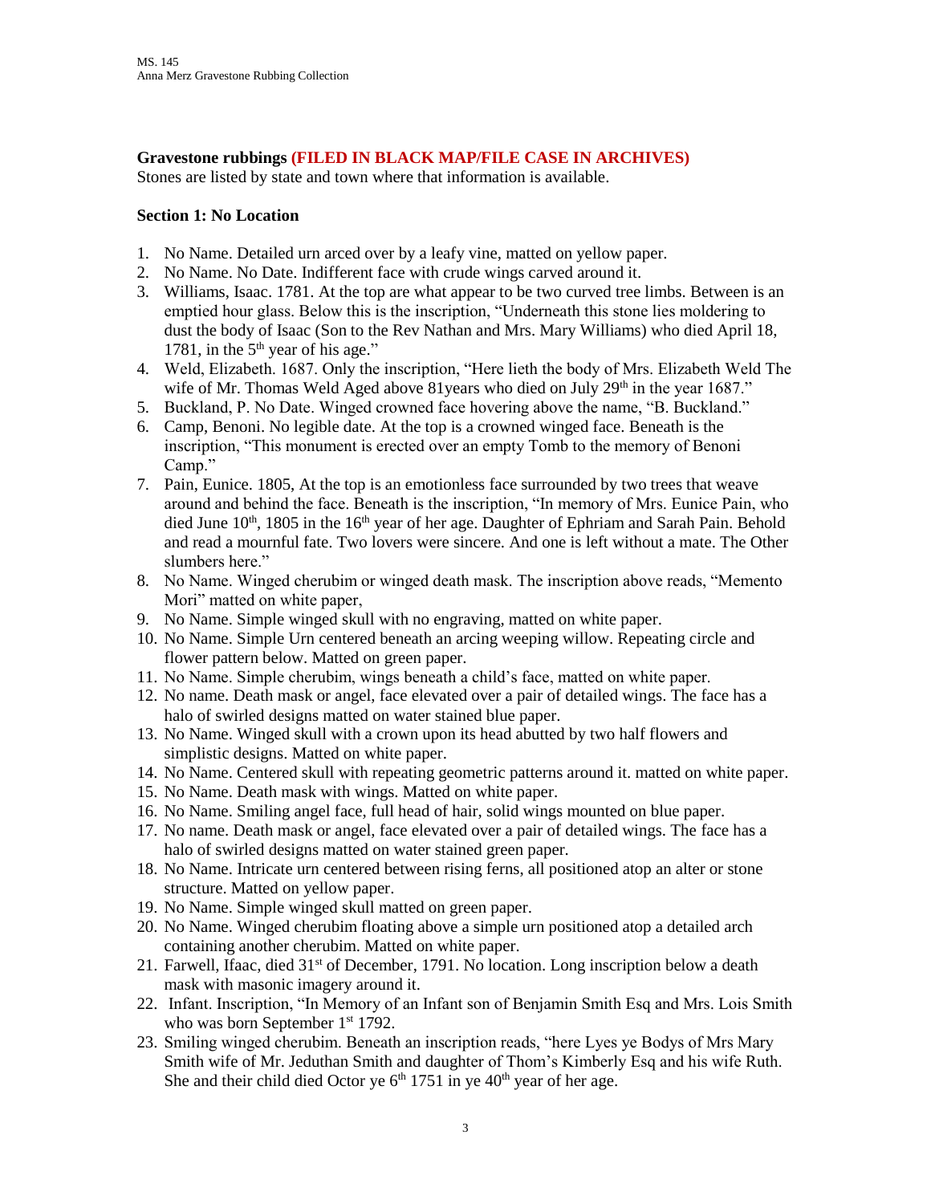MS. 145
Anna Merz Gravestone Rubbing Collection

**Gravestone rubbings (FILED IN BLACK MAP/FILE CASE IN ARCHIVES)**
Stones are listed by state and town where that information is available.

**Section 1: No Location**

1. No Name. Detailed urn arced over by a leafy vine, matted on yellow paper.
2. No Name. No Date. Indifferent face with crude wings carved around it.
3. Williams, Isaac. 1781. At the top are what appear to be two curved tree limbs. Between is an emptied hour glass. Below this is the inscription, "Underneath this stone lies moldering to dust the body of Isaac (Son to the Rev Nathan and Mrs. Mary Williams) who died April 18, 1781, in the 5th year of his age."
4. Weld, Elizabeth. 1687. Only the inscription, "Here lieth the body of Mrs. Elizabeth Weld The wife of Mr. Thomas Weld Aged above 81years who died on July 29th in the year 1687."
5. Buckland, P. No Date. Winged crowned face hovering above the name, "B. Buckland."
6. Camp, Benoni. No legible date. At the top is a crowned winged face. Beneath is the inscription, "This monument is erected over an empty Tomb to the memory of Benoni Camp."
7. Pain, Eunice. 1805, At the top is an emotionless face surrounded by two trees that weave around and behind the face. Beneath is the inscription, "In memory of Mrs. Eunice Pain, who died June 10th, 1805 in the 16th year of her age. Daughter of Ephriam and Sarah Pain. Behold and read a mournful fate. Two lovers were sincere. And one is left without a mate. The Other slumbers here."
8. No Name. Winged cherubim or winged death mask. The inscription above reads, "Memento Mori" matted on white paper,
9. No Name. Simple winged skull with no engraving, matted on white paper.
10. No Name. Simple Urn centered beneath an arcing weeping willow. Repeating circle and flower pattern below. Matted on green paper.
11. No Name. Simple cherubim, wings beneath a child's face, matted on white paper.
12. No name. Death mask or angel, face elevated over a pair of detailed wings. The face has a halo of swirled designs matted on water stained blue paper.
13. No Name. Winged skull with a crown upon its head abutted by two half flowers and simplistic designs. Matted on white paper.
14. No Name. Centered skull with repeating geometric patterns around it. matted on white paper.
15. No Name. Death mask with wings. Matted on white paper.
16. No Name. Smiling angel face, full head of hair, solid wings mounted on blue paper.
17. No name. Death mask or angel, face elevated over a pair of detailed wings. The face has a halo of swirled designs matted on water stained green paper.
18. No Name. Intricate urn centered between rising ferns, all positioned atop an alter or stone structure. Matted on yellow paper.
19. No Name. Simple winged skull matted on green paper.
20. No Name. Winged cherubim floating above a simple urn positioned atop a detailed arch containing another cherubim. Matted on white paper.
21. Farwell, Ifaac, died 31st of December, 1791. No location. Long inscription below a death mask with masonic imagery around it.
22. Infant. Inscription, "In Memory of an Infant son of Benjamin Smith Esq and Mrs. Lois Smith who was born September 1st 1792.
23. Smiling winged cherubim. Beneath an inscription reads, "here Lyes ye Bodys of Mrs Mary Smith wife of Mr. Jeduthan Smith and daughter of Thom's Kimberly Esq and his wife Ruth. She and their child died Octor ye 6th 1751 in ye 40th year of her age.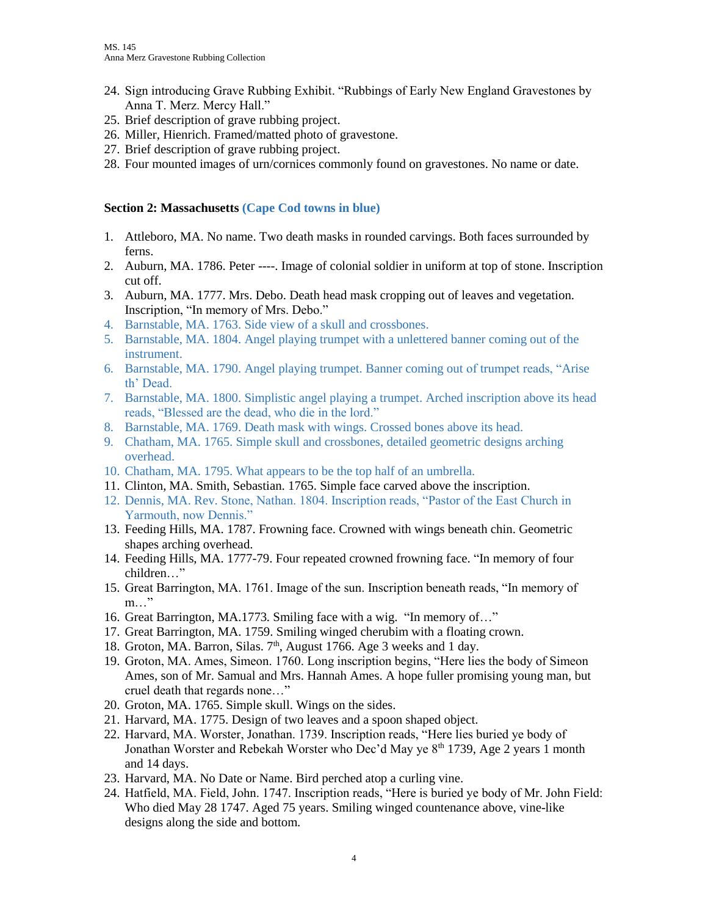24. Sign introducing Grave Rubbing Exhibit. "Rubbings of Early New England Gravestones by Anna T. Merz. Mercy Hall."
25. Brief description of grave rubbing project.
26. Miller, Hienrich. Framed/matted photo of gravestone.
27. Brief description of grave rubbing project.
28. Four mounted images of urn/cornices commonly found on gravestones. No name or date.

### Section 2: Massachusetts (Cape Cod towns in blue)

1. Attleboro, MA. No name. Two death masks in rounded carvings. Both faces surrounded by ferns.
2. Auburn, MA. 1786. Peter ----. Image of colonial soldier in uniform at top of stone. Inscription cut off.
3. Auburn, MA. 1777. Mrs. Debo. Death head mask cropping out of leaves and vegetation. Inscription, "In memory of Mrs. Debo."
4. Barnstable, MA. 1763. Side view of a skull and crossbones.
5. Barnstable, MA. 1804. Angel playing trumpet with a unlettered banner coming out of the instrument.
6. Barnstable, MA. 1790. Angel playing trumpet. Banner coming out of trumpet reads, "Arise th' Dead.
7. Barnstable, MA. 1800. Simplistic angel playing a trumpet. Arched inscription above its head reads, "Blessed are the dead, who die in the lord."
8. Barnstable, MA. 1769. Death mask with wings. Crossed bones above its head.
9. Chatham, MA. 1765. Simple skull and crossbones, detailed geometric designs arching overhead.
10. Chatham, MA. 1795. What appears to be the top half of an umbrella.
11. Clinton, MA. Smith, Sebastian. 1765. Simple face carved above the inscription.
12. Dennis, MA. Rev. Stone, Nathan. 1804. Inscription reads, "Pastor of the East Church in Yarmouth, now Dennis."
13. Feeding Hills, MA. 1787. Frowning face. Crowned with wings beneath chin. Geometric shapes arching overhead.
14. Feeding Hills, MA. 1777-79. Four repeated crowned frowning face. "In memory of four children…"
15. Great Barrington, MA. 1761. Image of the sun. Inscription beneath reads, "In memory of m…"
16. Great Barrington, MA.1773. Smiling face with a wig. "In memory of…"
17. Great Barrington, MA. 1759. Smiling winged cherubim with a floating crown.
18. Groton, MA. Barron, Silas. 7th, August 1766. Age 3 weeks and 1 day.
19. Groton, MA. Ames, Simeon. 1760. Long inscription begins, "Here lies the body of Simeon Ames, son of Mr. Samual and Mrs. Hannah Ames. A hope fuller promising young man, but cruel death that regards none…"
20. Groton, MA. 1765. Simple skull. Wings on the sides.
21. Harvard, MA. 1775. Design of two leaves and a spoon shaped object.
22. Harvard, MA. Worster, Jonathan. 1739. Inscription reads, "Here lies buried ye body of Jonathan Worster and Rebekah Worster who Dec'd May ye 8th 1739, Age 2 years 1 month and 14 days.
23. Harvard, MA. No Date or Name. Bird perched atop a curling vine.
24. Hatfield, MA. Field, John. 1747. Inscription reads, "Here is buried ye body of Mr. John Field: Who died May 28 1747. Aged 75 years. Smiling winged countenance above, vine-like designs along the side and bottom.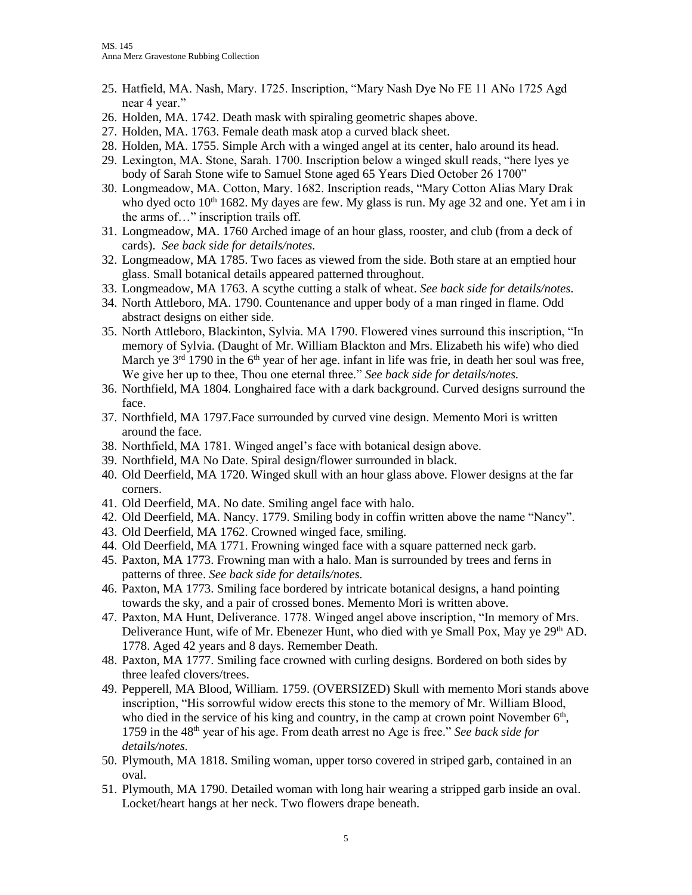25. Hatfield, MA. Nash, Mary. 1725. Inscription, "Mary Nash Dye No FE 11 ANo 1725 Agd near 4 year."
26. Holden, MA. 1742. Death mask with spiraling geometric shapes above.
27. Holden, MA. 1763. Female death mask atop a curved black sheet.
28. Holden, MA. 1755. Simple Arch with a winged angel at its center, halo around its head.
29. Lexington, MA. Stone, Sarah. 1700. Inscription below a winged skull reads, "here lyes ye body of Sarah Stone wife to Samuel Stone aged 65 Years Died October 26 1700"
30. Longmeadow, MA. Cotton, Mary. 1682. Inscription reads, "Mary Cotton Alias Mary Drak who dyed octo 10th 1682. My dayes are few. My glass is run. My age 32 and one. Yet am i in the arms of…" inscription trails off.
31. Longmeadow, MA. 1760 Arched image of an hour glass, rooster, and club (from a deck of cards). *See back side for details/notes.*
32. Longmeadow, MA 1785. Two faces as viewed from the side. Both stare at an emptied hour glass. Small botanical details appeared patterned throughout.
33. Longmeadow, MA 1763. A scythe cutting a stalk of wheat. *See back side for details/notes.*
34. North Attleboro, MA. 1790. Countenance and upper body of a man ringed in flame. Odd abstract designs on either side.
35. North Attleboro, Blackinton, Sylvia. MA 1790. Flowered vines surround this inscription, "In memory of Sylvia. (Daught of Mr. William Blackton and Mrs. Elizabeth his wife) who died March ye 3rd 1790 in the 6th year of her age. infant in life was frie, in death her soul was free, We give her up to thee, Thou one eternal three." *See back side for details/notes.*
36. Northfield, MA 1804. Longhaired face with a dark background. Curved designs surround the face.
37. Northfield, MA 1797.Face surrounded by curved vine design. Memento Mori is written around the face.
38. Northfield, MA 1781. Winged angel's face with botanical design above.
39. Northfield, MA No Date. Spiral design/flower surrounded in black.
40. Old Deerfield, MA 1720. Winged skull with an hour glass above. Flower designs at the far corners.
41. Old Deerfield, MA. No date. Smiling angel face with halo.
42. Old Deerfield, MA. Nancy. 1779. Smiling body in coffin written above the name "Nancy".
43. Old Deerfield, MA 1762. Crowned winged face, smiling.
44. Old Deerfield, MA 1771. Frowning winged face with a square patterned neck garb.
45. Paxton, MA 1773. Frowning man with a halo. Man is surrounded by trees and ferns in patterns of three. *See back side for details/notes.*
46. Paxton, MA 1773. Smiling face bordered by intricate botanical designs, a hand pointing towards the sky, and a pair of crossed bones. Memento Mori is written above.
47. Paxton, MA Hunt, Deliverance. 1778. Winged angel above inscription, "In memory of Mrs. Deliverance Hunt, wife of Mr. Ebenezer Hunt, who died with ye Small Pox, May ye 29th AD. 1778. Aged 42 years and 8 days. Remember Death.
48. Paxton, MA 1777. Smiling face crowned with curling designs. Bordered on both sides by three leafed clovers/trees.
49. Pepperell, MA Blood, William. 1759. (OVERSIZED) Skull with memento Mori stands above inscription, "His sorrowful widow erects this stone to the memory of Mr. William Blood, who died in the service of his king and country, in the camp at crown point November 6th, 1759 in the 48th year of his age. From death arrest no Age is free." *See back side for details/notes.*
50. Plymouth, MA 1818. Smiling woman, upper torso covered in striped garb, contained in an oval.
51. Plymouth, MA 1790. Detailed woman with long hair wearing a stripped garb inside an oval. Locket/heart hangs at her neck. Two flowers drape beneath.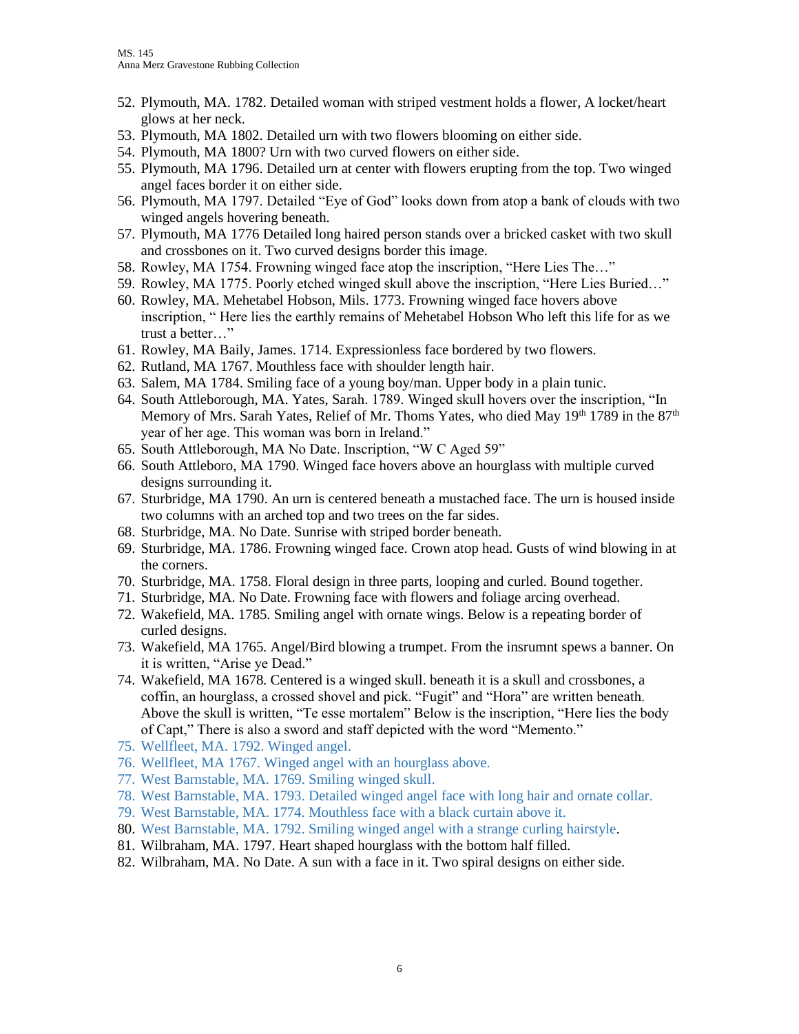52. Plymouth, MA. 1782. Detailed woman with striped vestment holds a flower, A locket/heart glows at her neck.
53. Plymouth, MA 1802. Detailed urn with two flowers blooming on either side.
54. Plymouth, MA 1800? Urn with two curved flowers on either side.
55. Plymouth, MA 1796. Detailed urn at center with flowers erupting from the top. Two winged angel faces border it on either side.
56. Plymouth, MA 1797. Detailed "Eye of God" looks down from atop a bank of clouds with two winged angels hovering beneath.
57. Plymouth, MA 1776 Detailed long haired person stands over a bricked casket with two skull and crossbones on it. Two curved designs border this image.
58. Rowley, MA 1754. Frowning winged face atop the inscription, "Here Lies The…"
59. Rowley, MA 1775. Poorly etched winged skull above the inscription, "Here Lies Buried…"
60. Rowley, MA. Mehetabel Hobson, Mils. 1773. Frowning winged face hovers above inscription, " Here lies the earthly remains of Mehetabel Hobson Who left this life for as we trust a better…"
61. Rowley, MA Baily, James. 1714. Expressionless face bordered by two flowers.
62. Rutland, MA 1767. Mouthless face with shoulder length hair.
63. Salem, MA 1784. Smiling face of a young boy/man. Upper body in a plain tunic.
64. South Attleborough, MA. Yates, Sarah. 1789. Winged skull hovers over the inscription, "In Memory of Mrs. Sarah Yates, Relief of Mr. Thoms Yates, who died May 19th 1789 in the 87th year of her age. This woman was born in Ireland."
65. South Attleborough, MA No Date. Inscription, "W C Aged 59"
66. South Attleboro, MA 1790. Winged face hovers above an hourglass with multiple curved designs surrounding it.
67. Sturbridge, MA 1790. An urn is centered beneath a mustached face. The urn is housed inside two columns with an arched top and two trees on the far sides.
68. Sturbridge, MA. No Date. Sunrise with striped border beneath.
69. Sturbridge, MA. 1786. Frowning winged face. Crown atop head. Gusts of wind blowing in at the corners.
70. Sturbridge, MA. 1758. Floral design in three parts, looping and curled. Bound together.
71. Sturbridge, MA. No Date. Frowning face with flowers and foliage arcing overhead.
72. Wakefield, MA. 1785. Smiling angel with ornate wings. Below is a repeating border of curled designs.
73. Wakefield, MA 1765. Angel/Bird blowing a trumpet. From the insrumnt spews a banner. On it is written, "Arise ye Dead."
74. Wakefield, MA 1678. Centered is a winged skull. beneath it is a skull and crossbones, a coffin, an hourglass, a crossed shovel and pick. "Fugit" and "Hora" are written beneath. Above the skull is written, "Te esse mortalem" Below is the inscription, "Here lies the body of Capt," There is also a sword and staff depicted with the word "Memento."
75. Wellfleet, MA. 1792. Winged angel.
76. Wellfleet, MA 1767. Winged angel with an hourglass above.
77. West Barnstable, MA. 1769. Smiling winged skull.
78. West Barnstable, MA. 1793. Detailed winged angel face with long hair and ornate collar.
79. West Barnstable, MA. 1774. Mouthless face with a black curtain above it.
80. West Barnstable, MA. 1792. Smiling winged angel with a strange curling hairstyle.
81. Wilbraham, MA. 1797. Heart shaped hourglass with the bottom half filled.
82. Wilbraham, MA. No Date. A sun with a face in it. Two spiral designs on either side.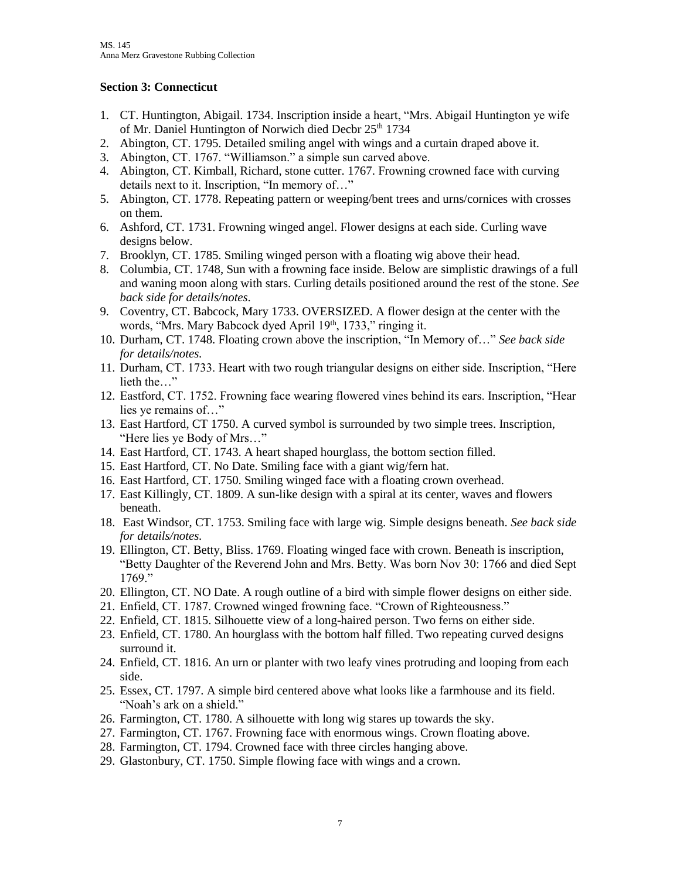## Section 3: Connecticut

1. CT. Huntington, Abigail. 1734. Inscription inside a heart, "Mrs. Abigail Huntington ye wife of Mr. Daniel Huntington of Norwich died Decbr 25th 1734
2. Abington, CT. 1795. Detailed smiling angel with wings and a curtain draped above it.
3. Abington, CT. 1767. "Williamson." a simple sun carved above.
4. Abington, CT. Kimball, Richard, stone cutter. 1767. Frowning crowned face with curving details next to it. Inscription, "In memory of…"
5. Abington, CT. 1778. Repeating pattern or weeping/bent trees and urns/cornices with crosses on them.
6. Ashford, CT. 1731. Frowning winged angel. Flower designs at each side. Curling wave designs below.
7. Brooklyn, CT. 1785. Smiling winged person with a floating wig above their head.
8. Columbia, CT. 1748, Sun with a frowning face inside. Below are simplistic drawings of a full and waning moon along with stars. Curling details positioned around the rest of the stone. *See back side for details/notes.*
9. Coventry, CT. Babcock, Mary 1733. OVERSIZED. A flower design at the center with the words, "Mrs. Mary Babcock dyed April 19th, 1733," ringing it.
10. Durham, CT. 1748. Floating crown above the inscription, "In Memory of…" *See back side for details/notes.*
11. Durham, CT. 1733. Heart with two rough triangular designs on either side. Inscription, "Here lieth the…"
12. Eastford, CT. 1752. Frowning face wearing flowered vines behind its ears. Inscription, "Hear lies ye remains of…"
13. East Hartford, CT 1750. A curved symbol is surrounded by two simple trees. Inscription, "Here lies ye Body of Mrs…"
14. East Hartford, CT. 1743. A heart shaped hourglass, the bottom section filled.
15. East Hartford, CT. No Date. Smiling face with a giant wig/fern hat.
16. East Hartford, CT. 1750. Smiling winged face with a floating crown overhead.
17. East Killingly, CT. 1809. A sun-like design with a spiral at its center, waves and flowers beneath.
18. East Windsor, CT. 1753. Smiling face with large wig. Simple designs beneath. *See back side for details/notes.*
19. Ellington, CT. Betty, Bliss. 1769. Floating winged face with crown. Beneath is inscription, "Betty Daughter of the Reverend John and Mrs. Betty. Was born Nov 30: 1766 and died Sept 1769."
20. Ellington, CT. NO Date. A rough outline of a bird with simple flower designs on either side.
21. Enfield, CT. 1787. Crowned winged frowning face. "Crown of Righteousness."
22. Enfield, CT. 1815. Silhouette view of a long-haired person. Two ferns on either side.
23. Enfield, CT. 1780. An hourglass with the bottom half filled. Two repeating curved designs surround it.
24. Enfield, CT. 1816. An urn or planter with two leafy vines protruding and looping from each side.
25. Essex, CT. 1797. A simple bird centered above what looks like a farmhouse and its field. "Noah's ark on a shield."
26. Farmington, CT. 1780. A silhouette with long wig stares up towards the sky.
27. Farmington, CT. 1767. Frowning face with enormous wings. Crown floating above.
28. Farmington, CT. 1794. Crowned face with three circles hanging above.
29. Glastonbury, CT. 1750. Simple flowing face with wings and a crown.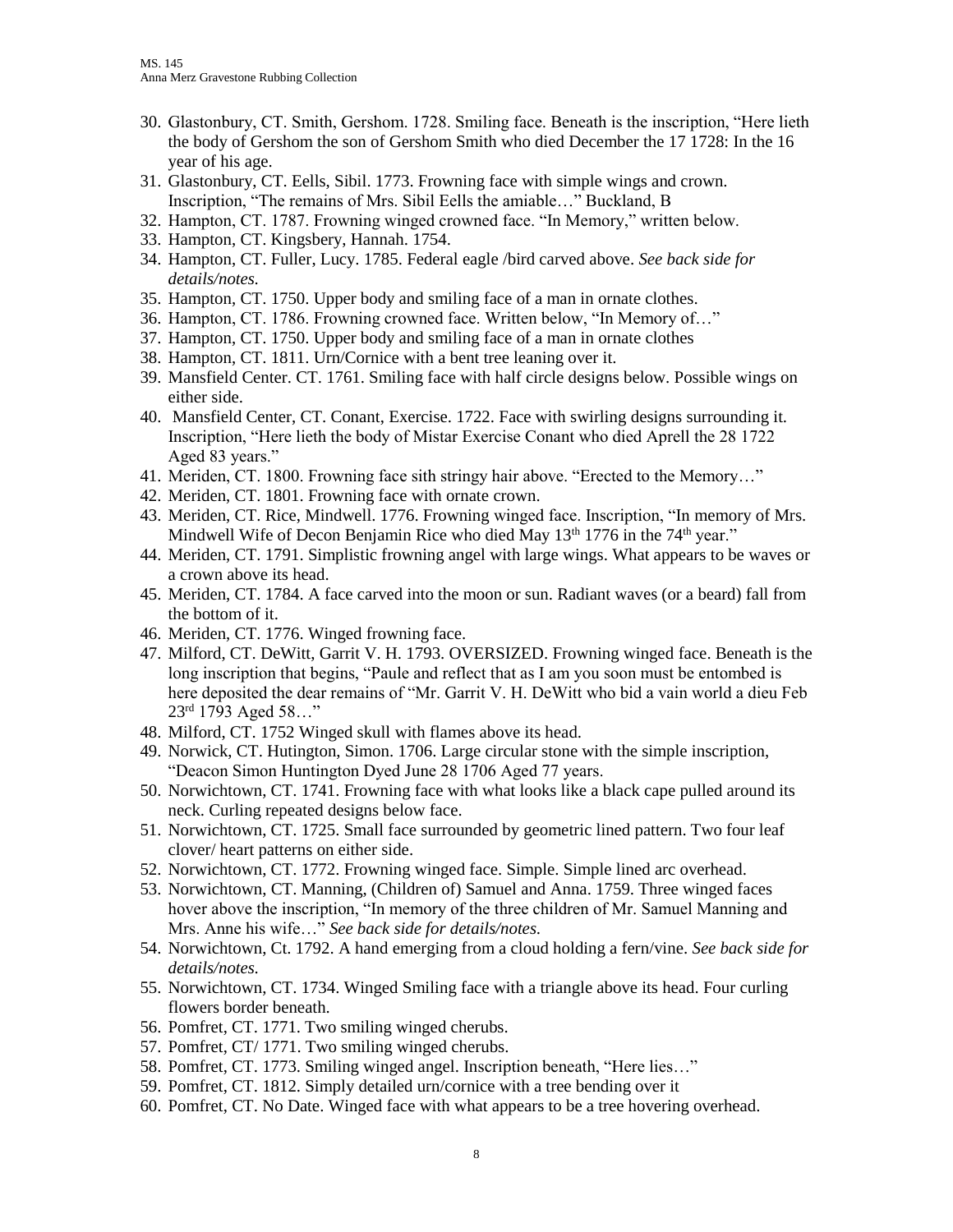30. Glastonbury, CT. Smith, Gershom. 1728. Smiling face. Beneath is the inscription, "Here lieth the body of Gershom the son of Gershom Smith who died December the 17 1728: In the 16 year of his age.
31. Glastonbury, CT. Eells, Sibil. 1773. Frowning face with simple wings and crown. Inscription, "The remains of Mrs. Sibil Eells the amiable…" Buckland, B
32. Hampton, CT. 1787. Frowning winged crowned face. "In Memory," written below.
33. Hampton, CT. Kingsbery, Hannah. 1754.
34. Hampton, CT. Fuller, Lucy. 1785. Federal eagle /bird carved above. *See back side for details/notes.*
35. Hampton, CT. 1750. Upper body and smiling face of a man in ornate clothes.
36. Hampton, CT. 1786. Frowning crowned face. Written below, "In Memory of…"
37. Hampton, CT. 1750. Upper body and smiling face of a man in ornate clothes
38. Hampton, CT. 1811. Urn/Cornice with a bent tree leaning over it.
39. Mansfield Center. CT. 1761. Smiling face with half circle designs below. Possible wings on either side.
40. Mansfield Center, CT. Conant, Exercise. 1722. Face with swirling designs surrounding it. Inscription, "Here lieth the body of Mistar Exercise Conant who died Aprell the 28 1722 Aged 83 years."
41. Meriden, CT. 1800. Frowning face sith stringy hair above. "Erected to the Memory…"
42. Meriden, CT. 1801. Frowning face with ornate crown.
43. Meriden, CT. Rice, Mindwell. 1776. Frowning winged face. Inscription, "In memory of Mrs. Mindwell Wife of Decon Benjamin Rice who died May 13th 1776 in the 74th year."
44. Meriden, CT. 1791. Simplistic frowning angel with large wings. What appears to be waves or a crown above its head.
45. Meriden, CT. 1784. A face carved into the moon or sun. Radiant waves (or a beard) fall from the bottom of it.
46. Meriden, CT. 1776. Winged frowning face.
47. Milford, CT. DeWitt, Garrit V. H. 1793. OVERSIZED. Frowning winged face. Beneath is the long inscription that begins, "Paule and reflect that as I am you soon must be entombed is here deposited the dear remains of "Mr. Garrit V. H. DeWitt who bid a vain world a dieu Feb 23rd 1793 Aged 58…"
48. Milford, CT. 1752 Winged skull with flames above its head.
49. Norwick, CT. Hutington, Simon. 1706. Large circular stone with the simple inscription, "Deacon Simon Huntington Dyed June 28 1706 Aged 77 years.
50. Norwichtown, CT. 1741. Frowning face with what looks like a black cape pulled around its neck. Curling repeated designs below face.
51. Norwichtown, CT. 1725. Small face surrounded by geometric lined pattern. Two four leaf clover/ heart patterns on either side.
52. Norwichtown, CT. 1772. Frowning winged face. Simple. Simple lined arc overhead.
53. Norwichtown, CT. Manning, (Children of) Samuel and Anna. 1759. Three winged faces hover above the inscription, "In memory of the three children of Mr. Samuel Manning and Mrs. Anne his wife…" *See back side for details/notes.*
54. Norwichtown, Ct. 1792. A hand emerging from a cloud holding a fern/vine. *See back side for details/notes.*
55. Norwichtown, CT. 1734. Winged Smiling face with a triangle above its head. Four curling flowers border beneath.
56. Pomfret, CT. 1771. Two smiling winged cherubs.
57. Pomfret, CT/ 1771. Two smiling winged cherubs.
58. Pomfret, CT. 1773. Smiling winged angel. Inscription beneath, "Here lies…"
59. Pomfret, CT. 1812. Simply detailed urn/cornice with a tree bending over it
60. Pomfret, CT. No Date. Winged face with what appears to be a tree hovering overhead.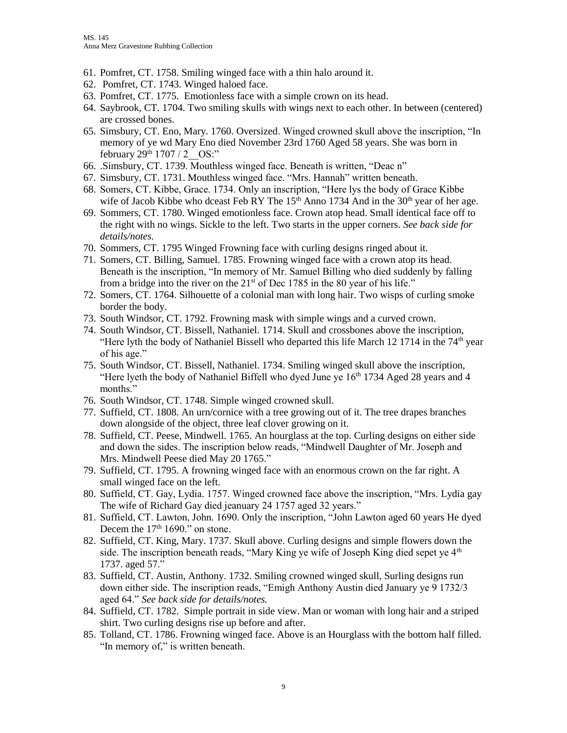61. Pomfret, CT. 1758. Smiling winged face with a thin halo around it.
62. Pomfret, CT. 1743. Winged haloed face.
63. Pomfret, CT. 1775. Emotionless face with a simple crown on its head.
64. Saybrook, CT. 1704. Two smiling skulls with wings next to each other. In between (centered) are crossed bones.
65. Simsbury, CT. Eno, Mary. 1760. Oversized. Winged crowned skull above the inscription, "In memory of ye wd Mary Eno died November 23rd 1760 Aged 58 years. She was born in february 29th 1707 / 2__OS:"
66. .Simsbury, CT. 1739. Mouthless winged face. Beneath is written, "Deac n"
67. Simsbury, CT. 1731. Mouthless winged face. "Mrs. Hannah" written beneath.
68. Somers, CT. Kibbe, Grace. 1734. Only an inscription, "Here lys the body of Grace Kibbe wife of Jacob Kibbe who dceast Feb RY The 15th Anno 1734 And in the 30th year of her age.
69. Sommers, CT. 1780. Winged emotionless face. Crown atop head. Small identical face off to the right with no wings. Sickle to the left. Two starts in the upper corners. *See back side for details/notes.*
70. Sommers, CT. 1795 Winged Frowning face with curling designs ringed about it.
71. Somers, CT. Billing, Samuel. 1785. Frowning winged face with a crown atop its head. Beneath is the inscription, "In memory of Mr. Samuel Billing who died suddenly by falling from a bridge into the river on the 21st of Dec 1785 in the 80 year of his life."
72. Somers, CT. 1764. Silhouette of a colonial man with long hair. Two wisps of curling smoke border the body.
73. South Windsor, CT. 1792. Frowning mask with simple wings and a curved crown.
74. South Windsor, CT. Bissell, Nathaniel. 1714. Skull and crossbones above the inscription, "Here lyth the body of Nathaniel Bissell who departed this life March 12 1714 in the 74th year of his age."
75. South Windsor, CT. Bissell, Nathaniel. 1734. Smiling winged skull above the inscription, "Here lyeth the body of Nathaniel Biffell who dyed June ye 16th 1734 Aged 28 years and 4 months."
76. South Windsor, CT. 1748. Simple winged crowned skull.
77. Suffield, CT. 1808. An urn/cornice with a tree growing out of it. The tree drapes branches down alongside of the object, three leaf clover growing on it.
78. Suffield, CT. Peese, Mindwell. 1765. An hourglass at the top. Curling designs on either side and down the sides. The inscription below reads, "Mindwell Daughter of Mr. Joseph and Mrs. Mindwell Peese died May 20 1765."
79. Suffield, CT. 1795. A frowning winged face with an enormous crown on the far right. A small winged face on the left.
80. Suffield, CT. Gay, Lydia. 1757. Winged crowned face above the inscription, "Mrs. Lydia gay The wife of Richard Gay died jeanuary 24 1757 aged 32 years."
81. Suffield, CT. Lawton, John. 1690. Only the inscription, "John Lawton aged 60 years He dyed Decem the 17th 1690." on stone.
82. Suffield, CT. King, Mary. 1737. Skull above. Curling designs and simple flowers down the side. The inscription beneath reads, "Mary King ye wife of Joseph King died sepet ye 4th 1737. aged 57."
83. Suffield, CT. Austin, Anthony. 1732. Smiling crowned winged skull, Surling designs run down either side. The inscription reads, "Emigh Anthony Austin died January ye 9 1732/3 aged 64." *See back side for details/notes.*
84. Suffield, CT. 1782. Simple portrait in side view. Man or woman with long hair and a striped shirt. Two curling designs rise up before and after.
85. Tolland, CT. 1786. Frowning winged face. Above is an Hourglass with the bottom half filled. "In memory of," is written beneath.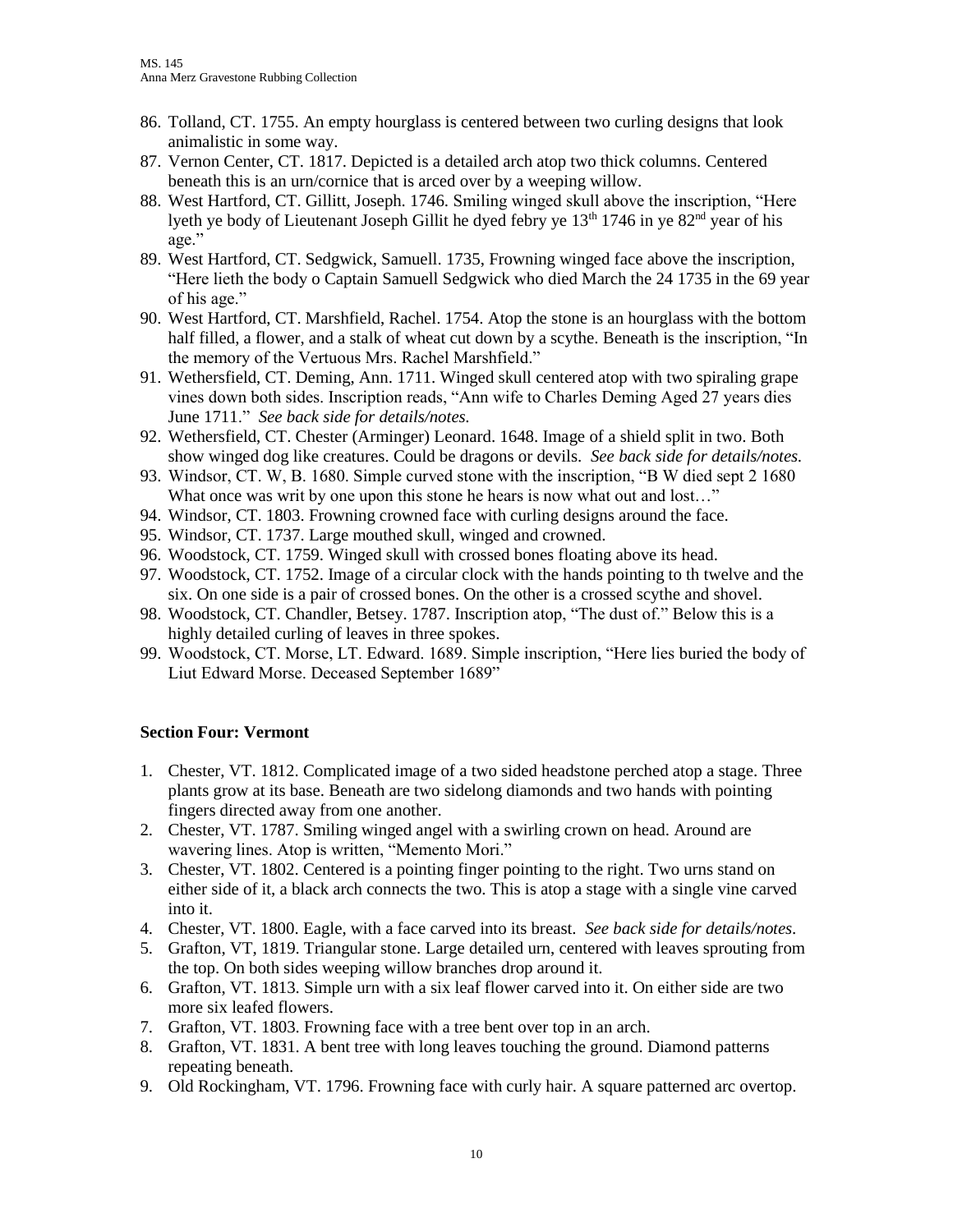86. Tolland, CT. 1755. An empty hourglass is centered between two curling designs that look animalistic in some way.
87. Vernon Center, CT. 1817. Depicted is a detailed arch atop two thick columns. Centered beneath this is an urn/cornice that is arced over by a weeping willow.
88. West Hartford, CT. Gillitt, Joseph. 1746. Smiling winged skull above the inscription, "Here lyeth ye body of Lieutenant Joseph Gillit he dyed febry ye 13th 1746 in ye 82nd year of his age."
89. West Hartford, CT. Sedgwick, Samuell. 1735, Frowning winged face above the inscription, "Here lieth the body o Captain Samuell Sedgwick who died March the 24 1735 in the 69 year of his age."
90. West Hartford, CT. Marshfield, Rachel. 1754. Atop the stone is an hourglass with the bottom half filled, a flower, and a stalk of wheat cut down by a scythe. Beneath is the inscription, "In the memory of the Vertuous Mrs. Rachel Marshfield."
91. Wethersfield, CT. Deming, Ann. 1711. Winged skull centered atop with two spiraling grape vines down both sides. Inscription reads, "Ann wife to Charles Deming Aged 27 years dies June 1711." *See back side for details/notes.*
92. Wethersfield, CT. Chester (Arminger) Leonard. 1648. Image of a shield split in two. Both show winged dog like creatures. Could be dragons or devils. *See back side for details/notes.*
93. Windsor, CT. W, B. 1680. Simple curved stone with the inscription, "B W died sept 2 1680 What once was writ by one upon this stone he hears is now what out and lost…"
94. Windsor, CT. 1803. Frowning crowned face with curling designs around the face.
95. Windsor, CT. 1737. Large mouthed skull, winged and crowned.
96. Woodstock, CT. 1759. Winged skull with crossed bones floating above its head.
97. Woodstock, CT. 1752. Image of a circular clock with the hands pointing to th twelve and the six. On one side is a pair of crossed bones. On the other is a crossed scythe and shovel.
98. Woodstock, CT. Chandler, Betsey. 1787. Inscription atop, "The dust of." Below this is a highly detailed curling of leaves in three spokes.
99. Woodstock, CT. Morse, LT. Edward. 1689. Simple inscription, "Here lies buried the body of Liut Edward Morse. Deceased September 1689"

**Section Four: Vermont**

1. Chester, VT. 1812. Complicated image of a two sided headstone perched atop a stage. Three plants grow at its base. Beneath are two sidelong diamonds and two hands with pointing fingers directed away from one another.
2. Chester, VT. 1787. Smiling winged angel with a swirling crown on head. Around are wavering lines. Atop is written, "Memento Mori."
3. Chester, VT. 1802. Centered is a pointing finger pointing to the right. Two urns stand on either side of it, a black arch connects the two. This is atop a stage with a single vine carved into it.
4. Chester, VT. 1800. Eagle, with a face carved into its breast. *See back side for details/notes*.
5. Grafton, VT, 1819. Triangular stone. Large detailed urn, centered with leaves sprouting from the top. On both sides weeping willow branches drop around it.
6. Grafton, VT. 1813. Simple urn with a six leaf flower carved into it. On either side are two more six leafed flowers.
7. Grafton, VT. 1803. Frowning face with a tree bent over top in an arch.
8. Grafton, VT. 1831. A bent tree with long leaves touching the ground. Diamond patterns repeating beneath.
9. Old Rockingham, VT. 1796. Frowning face with curly hair. A square patterned arc overtop.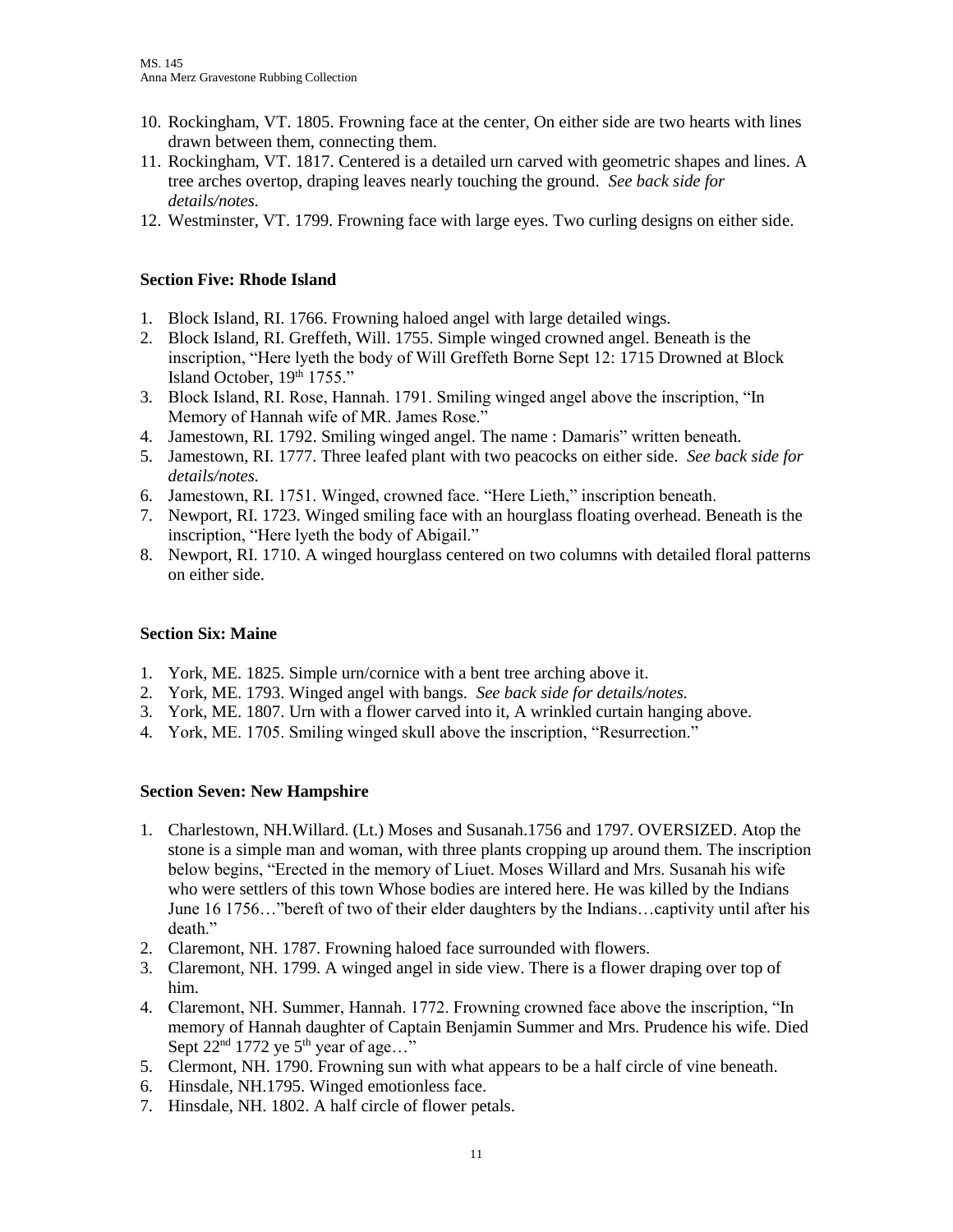10. Rockingham, VT. 1805. Frowning face at the center, On either side are two hearts with lines drawn between them, connecting them.
11. Rockingham, VT. 1817. Centered is a detailed urn carved with geometric shapes and lines. A tree arches overtop, draping leaves nearly touching the ground. *See back side for details/notes.*
12. Westminster, VT. 1799. Frowning face with large eyes. Two curling designs on either side.

**Section Five: Rhode Island**

1. Block Island, RI. 1766. Frowning haloed angel with large detailed wings.
2. Block Island, RI. Greffeth, Will. 1755. Simple winged crowned angel. Beneath is the inscription, "Here lyeth the body of Will Greffeth Borne Sept 12: 1715 Drowned at Block Island October, 19th 1755."
3. Block Island, RI. Rose, Hannah. 1791. Smiling winged angel above the inscription, "In Memory of Hannah wife of MR. James Rose."
4. Jamestown, RI. 1792. Smiling winged angel. The name : Damaris" written beneath.
5. Jamestown, RI. 1777. Three leafed plant with two peacocks on either side. *See back side for details/notes.*
6. Jamestown, RI. 1751. Winged, crowned face. "Here Lieth," inscription beneath.
7. Newport, RI. 1723. Winged smiling face with an hourglass floating overhead. Beneath is the inscription, "Here lyeth the body of Abigail."
8. Newport, RI. 1710. A winged hourglass centered on two columns with detailed floral patterns on either side.

**Section Six: Maine**

1. York, ME. 1825. Simple urn/cornice with a bent tree arching above it.
2. York, ME. 1793. Winged angel with bangs. *See back side for details/notes.*
3. York, ME. 1807. Urn with a flower carved into it, A wrinkled curtain hanging above.
4. York, ME. 1705. Smiling winged skull above the inscription, "Resurrection."

**Section Seven: New Hampshire**

1. Charlestown, NH.Willard. (Lt.) Moses and Susanah.1756 and 1797. OVERSIZED. Atop the stone is a simple man and woman, with three plants cropping up around them. The inscription below begins, "Erected in the memory of Liuet. Moses Willard and Mrs. Susanah his wife who were settlers of this town Whose bodies are intered here. He was killed by the Indians June 16 1756…"bereft of two of their elder daughters by the Indians…captivity until after his death."
2. Claremont, NH. 1787. Frowning haloed face surrounded with flowers.
3. Claremont, NH. 1799. A winged angel in side view. There is a flower draping over top of him.
4. Claremont, NH. Summer, Hannah. 1772. Frowning crowned face above the inscription, "In memory of Hannah daughter of Captain Benjamin Summer and Mrs. Prudence his wife. Died Sept 22nd 1772 ye 5th year of age…"
5. Clermont, NH. 1790. Frowning sun with what appears to be a half circle of vine beneath.
6. Hinsdale, NH.1795. Winged emotionless face.
7. Hinsdale, NH. 1802. A half circle of flower petals.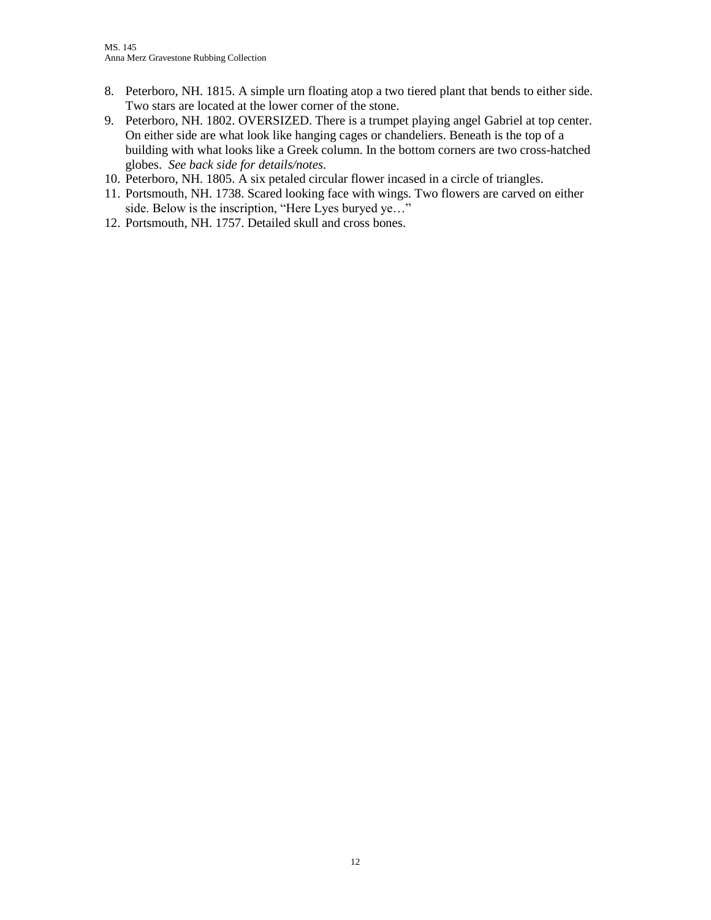8. Peterboro, NH. 1815. A simple urn floating atop a two tiered plant that bends to either side. Two stars are located at the lower corner of the stone.
9. Peterboro, NH. 1802. OVERSIZED. There is a trumpet playing angel Gabriel at top center. On either side are what look like hanging cages or chandeliers. Beneath is the top of a building with what looks like a Greek column. In the bottom corners are two cross-hatched globes. *See back side for details/notes.*
10. Peterboro, NH. 1805. A six petaled circular flower incased in a circle of triangles.
11. Portsmouth, NH. 1738. Scared looking face with wings. Two flowers are carved on either side. Below is the inscription, "Here Lyes buryed ye…"
12. Portsmouth, NH. 1757. Detailed skull and cross bones.